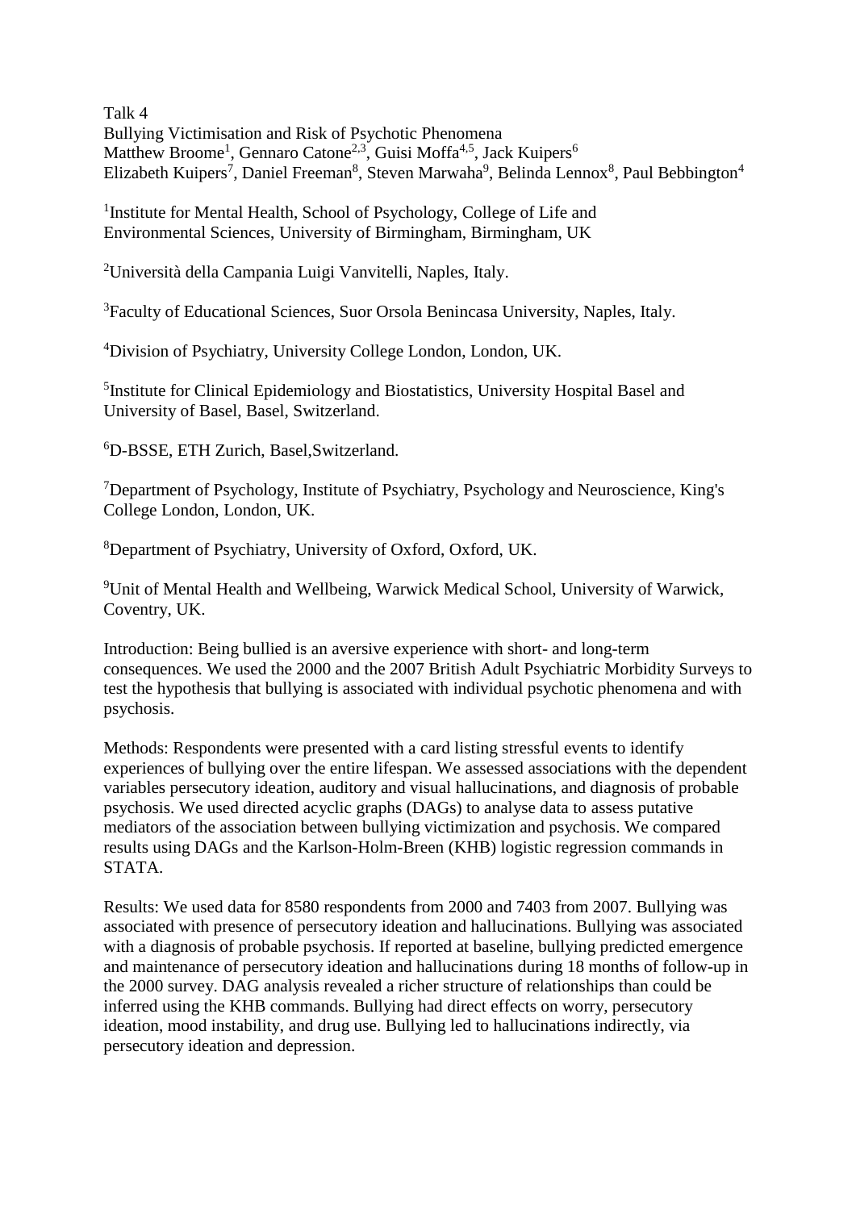Talk 4

# Bullying Victimisation and Risk of Psychotic Phenomena

Matthew Broome[1], Gennaro Catone[2,3], Guisi Moffa[4,5], Jack Kuipers[6]
Elizabeth Kuipers[7], Daniel Freeman[8], Steven Marwaha[9], Belinda Lennox[8], Paul Bebbington[4]

[1]Institute for Mental Health, School of Psychology, College of Life and Environmental Sciences, University of Birmingham, Birmingham, UK

[2]Università della Campania Luigi Vanvitelli, Naples, Italy.

[3]Faculty of Educational Sciences, Suor Orsola Benincasa University, Naples, Italy.

[4]Division of Psychiatry, University College London, London, UK.

[5]Institute for Clinical Epidemiology and Biostatistics, University Hospital Basel and University of Basel, Basel, Switzerland.

[6]D-BSSE, ETH Zurich, Basel,Switzerland.

[7]Department of Psychology, Institute of Psychiatry, Psychology and Neuroscience, King's College London, London, UK.

[8]Department of Psychiatry, University of Oxford, Oxford, UK.

[9]Unit of Mental Health and Wellbeing, Warwick Medical School, University of Warwick, Coventry, UK.

Introduction: Being bullied is an aversive experience with short- and long-term consequences. We used the 2000 and the 2007 British Adult Psychiatric Morbidity Surveys to test the hypothesis that bullying is associated with individual psychotic phenomena and with psychosis.

Methods: Respondents were presented with a card listing stressful events to identify experiences of bullying over the entire lifespan. We assessed associations with the dependent variables persecutory ideation, auditory and visual hallucinations, and diagnosis of probable psychosis. We used directed acyclic graphs (DAGs) to analyse data to assess putative mediators of the association between bullying victimization and psychosis. We compared results using DAGs and the Karlson-Holm-Breen (KHB) logistic regression commands in STATA.

Results: We used data for 8580 respondents from 2000 and 7403 from 2007. Bullying was associated with presence of persecutory ideation and hallucinations. Bullying was associated with a diagnosis of probable psychosis. If reported at baseline, bullying predicted emergence and maintenance of persecutory ideation and hallucinations during 18 months of follow-up in the 2000 survey. DAG analysis revealed a richer structure of relationships than could be inferred using the KHB commands. Bullying had direct effects on worry, persecutory ideation, mood instability, and drug use. Bullying led to hallucinations indirectly, via persecutory ideation and depression.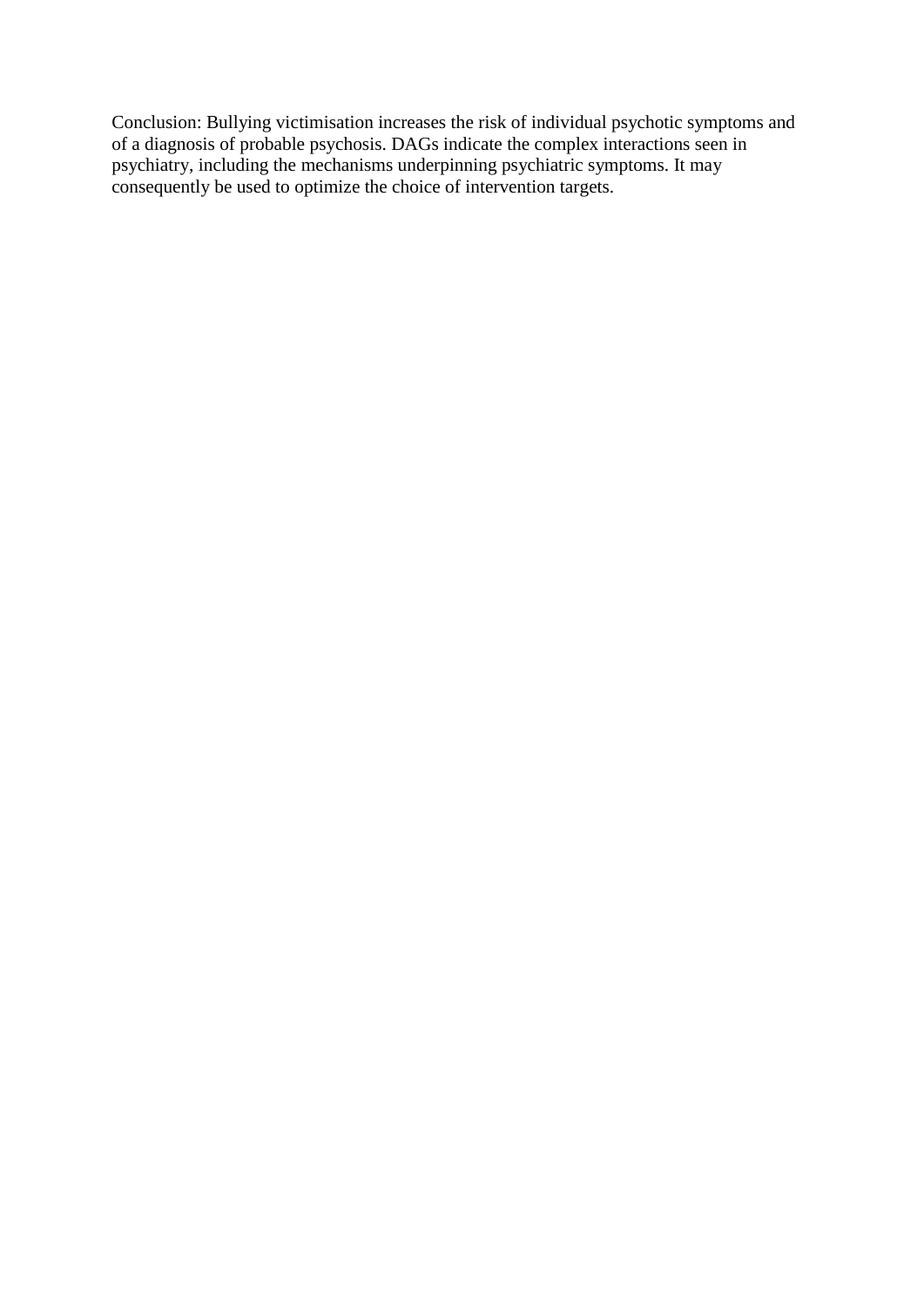Conclusion: Bullying victimisation increases the risk of individual psychotic symptoms and of a diagnosis of probable psychosis. DAGs indicate the complex interactions seen in psychiatry, including the mechanisms underpinning psychiatric symptoms. It may consequently be used to optimize the choice of intervention targets.